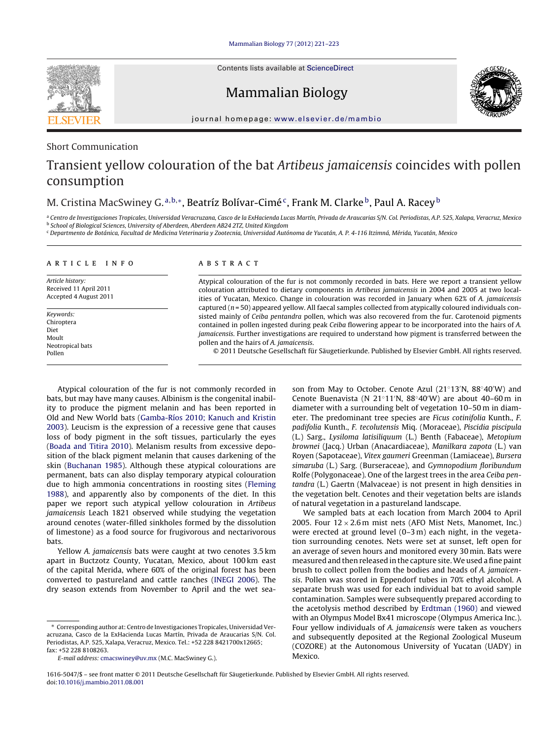Short Communication

# Transient yellow colouration of the bat *Artibeus jamaicensis* coincides with pollen consumption

M. Cristina MacSwiney G.[a,b,*], Beatríz Bolívar-Cimé[c], Frank M. Clarke[b], Paul A. Racey[b]

[a] Centro de Investigaciones Tropicales, Universidad Veracruzana, Casco de la ExHacienda Lucas Martín, Privada de Araucarias S/N. Col. Periodistas, A.P. 525, Xalapa, Veracruz, Mexico
[b] School of Biological Sciences, University of Aberdeen, Aberdeen AB24 2TZ, United Kingdom
[c] Departmento de Botánica, Facultad de Medicina Veterinaria y Zootecnia, Universidad Autónoma de Yucatán, A. P. 4-116 Itzimná, Mérida, Yucatán, Mexico

## ARTICLE INFO

*Article history:*
Received 11 April 2011
Accepted 4 August 2011

*Keywords:*
Chiroptera
Diet
Moult
Neotropical bats
Pollen

## ABSTRACT

Atypical colouration of the fur is not commonly recorded in bats. Here we report a transient yellow colouration attributed to dietary components in *Artibeus jamaicensis* in 2004 and 2005 at two localities of Yucatan, Mexico. Change in colouration was recorded in January when 62% of *A. jamaicensis* captured ($n = 50$) appeared yellow. All faecal samples collected from atypically coloured individuals consisted mainly of *Ceiba pentandra* pollen, which was also recovered from the fur. Carotenoid pigments contained in pollen ingested during peak *Ceiba* flowering appear to be incorporated into the hairs of *A. jamaicensis*. Further investigations are required to understand how pigment is transferred between the pollen and the hairs of *A. jamaicensis*.

© 2011 Deutsche Gesellschaft für Säugetierkunde. Published by Elsevier GmbH. All rights reserved.

Atypical colouration of the fur is not commonly recorded in bats, but may have many causes. Albinism is the congenital inability to produce the pigment melanin and has been reported in Old and New World bats (Gamba-Ríos 2010; Kanuch and Kristin 2003). Leucism is the expression of a recessive gene that causes loss of body pigment in the soft tissues, particularly the eyes (Boada and Titira 2010). Melanism results from excessive deposition of the black pigment melanin that causes darkening of the skin (Buchanan 1985). Although these atypical colourations are permanent, bats can also display temporary atypical colouration due to high ammonia concentrations in roosting sites (Fleming 1988), and apparently also by components of the diet. In this paper we report such atypical yellow colouration in *Artibeus jamaicensis* Leach 1821 observed while studying the vegetation around cenotes (water-filled sinkholes formed by the dissolution of limestone) as a food source for frugivorous and nectarivorous bats.

Yellow *A. jamaicensis* bats were caught at two cenotes 3.5 km apart in Buctzotz County, Yucatan, Mexico, about 100 km east of the capital Merida, where 60% of the original forest has been converted to pastureland and cattle ranches (INEGI 2006). The dry season extends from November to April and the wet season from May to October. Cenote Azul (21°13′N, 88°40′W) and Cenote Buenavista (N 21°11′N, 88°40′W) are about 40–60 m in diameter with a surrounding belt of vegetation 10–50 m in diameter. The predominant tree species are *Ficus cotinifolia* Kunth., *F. padifolia* Kunth., *F. tecolutensis* Miq. (Moraceae), *Piscidia piscipula* (L.) Sarg., *Lysiloma latisiliquum* (L.) Benth (Fabaceae), *Metopium brownei* (Jacq.) Urban (Anacardiaceae), *Manilkara zapota* (L.) van Royen (Sapotaceae), *Vitex gaumeri* Greenman (Lamiaceae), *Bursera simaruba* (L.) Sarg. (Burseraceae), and *Gymnopodium floribundum* Rolfe (Polygonaceae). One of the largest trees in the area *Ceiba pentandra* (L.) Gaertn (Malvaceae) is not present in high densities in the vegetation belt. Cenotes and their vegetation belts are islands of natural vegetation in a pastureland landscape.

We sampled bats at each location from March 2004 to April 2005. Four 12 × 2.6 m mist nets (AFO Mist Nets, Manomet, Inc.) were erected at ground level (0–3 m) each night, in the vegetation surrounding cenotes. Nets were set at sunset, left open for an average of seven hours and monitored every 30 min. Bats were measured and then released in the capture site. We used a fine paint brush to collect pollen from the bodies and heads of *A. jamaicensis*. Pollen was stored in Eppendorf tubes in 70% ethyl alcohol. A separate brush was used for each individual bat to avoid sample contamination. Samples were subsequently prepared according to the acetolysis method described by Erdtman (1960) and viewed with an Olympus Model Bx41 microscope (Olympus America Inc.). Four yellow individuals of *A. jamaicensis* were taken as vouchers and subsequently deposited at the Regional Zoological Museum (COZORE) at the Autonomous University of Yucatan (UADY) in Mexico.

\* Corresponding author at: Centro de Investigaciones Tropicales, Universidad Veracruzana, Casco de la ExHacienda Lucas Martín, Privada de Araucarias S/N. Col. Periodistas, A.P. 525, Xalapa, Veracruz, Mexico. Tel.: +52 228 8421700x12665; fax: +52 228 8108263.
*E-mail address:* cmacswiney@uv.mx (M.C. MacSwiney G.).

1616-5047/$ – see front matter © 2011 Deutsche Gesellschaft für Säugetierkunde. Published by Elsevier GmbH. All rights reserved.
doi:10.1016/j.mambio.2011.08.001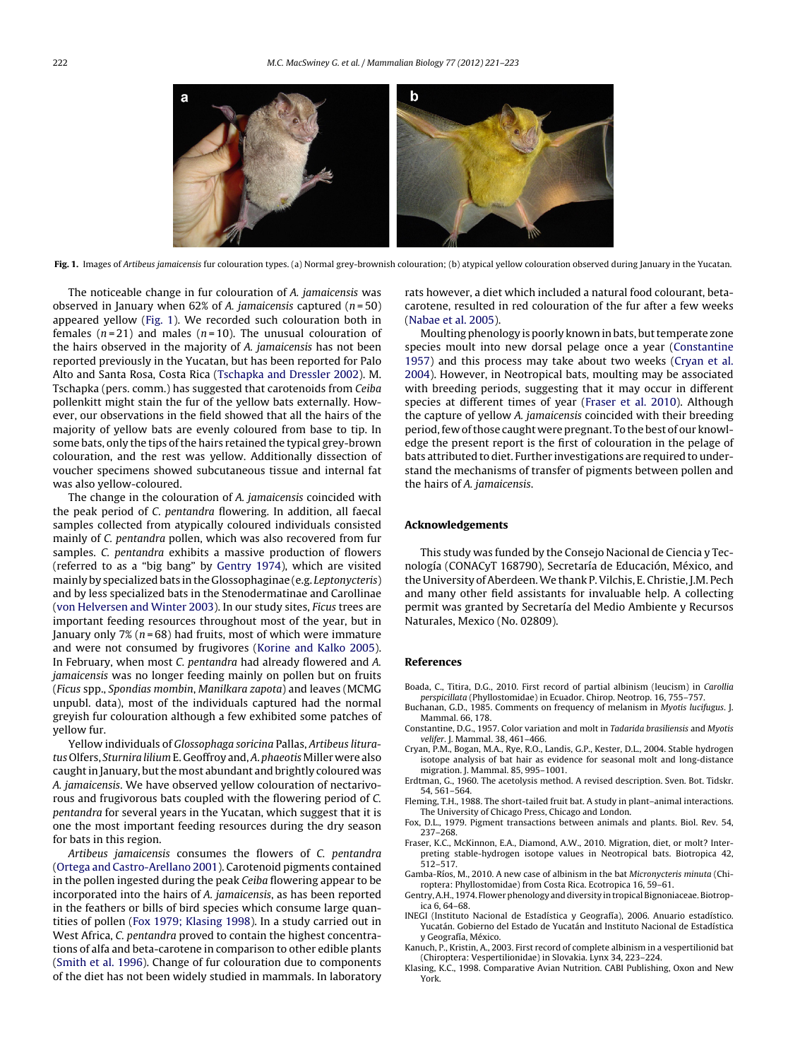**Fig. 1.** Images of *Artibeus jamaicensis* fur colouration types. (a) Normal grey-brownish colouration; (b) atypical yellow colouration observed during January in the Yucatan.

The noticeable change in fur colouration of *A. jamaicensis* was observed in January when 62% of *A. jamaicensis* captured ($n = 50$) appeared yellow (Fig. 1). We recorded such colouration both in females ($n = 21$) and males ($n = 10$). The unusual colouration of the hairs observed in the majority of *A. jamaicensis* has not been reported previously in the Yucatan, but has been reported for Palo Alto and Santa Rosa, Costa Rica (Tschapka and Dressler 2002). M. Tschapka (pers. comm.) has suggested that carotenoids from *Ceiba* pollenkitt might stain the fur of the yellow bats externally. However, our observations in the field showed that all the hairs of the majority of yellow bats are evenly coloured from base to tip. In some bats, only the tips of the hairs retained the typical grey-brown colouration, and the rest was yellow. Additionally dissection of voucher specimens showed subcutaneous tissue and internal fat was also yellow-coloured.

The change in the colouration of *A. jamaicensis* coincided with the peak period of *C. pentandra* flowering. In addition, all faecal samples collected from atypically coloured individuals consisted mainly of *C. pentandra* pollen, which was also recovered from fur samples. *C. pentandra* exhibits a massive production of flowers (referred to as a "big bang" by Gentry 1974), which are visited mainly by specialized bats in the Glossophaginae (e.g. *Leptonycteris*) and by less specialized bats in the Stenodermatinae and Carollinae (von Helversen and Winter 2003). In our study sites, *Ficus* trees are important feeding resources throughout most of the year, but in January only 7% ($n = 68$) had fruits, most of which were immature and were not consumed by frugivores (Korine and Kalko 2005). In February, when most *C. pentandra* had already flowered and *A. jamaicensis* was no longer feeding mainly on pollen but on fruits (*Ficus* spp., *Spondias mombin*, *Manilkara zapota*) and leaves (MCMG unpubl. data), most of the individuals captured had the normal greyish fur colouration although a few exhibited some patches of yellow fur.

Yellow individuals of *Glossophaga soricina* Pallas, *Artibeus lituratus* Olfers, *Sturnira lilium* E. Geoffroy and, *A. phaeotis* Miller were also caught in January, but the most abundant and brightly coloured was *A. jamaicensis*. We have observed yellow colouration of nectarivorous and frugivorous bats coupled with the flowering period of *C. pentandra* for several years in the Yucatan, which suggest that it is one the most important feeding resources during the dry season for bats in this region.

*Artibeus jamaicensis* consumes the flowers of *C. pentandra* (Ortega and Castro-Arellano 2001). Carotenoid pigments contained in the pollen ingested during the peak *Ceiba* flowering appear to be incorporated into the hairs of *A. jamaicensis*, as has been reported in the feathers or bills of bird species which consume large quantities of pollen (Fox 1979; Klasing 1998). In a study carried out in West Africa, *C. pentandra* proved to contain the highest concentrations of alfa and beta-carotene in comparison to other edible plants (Smith et al. 1996). Change of fur colouration due to components of the diet has not been widely studied in mammals. In laboratory rats however, a diet which included a natural food colourant, beta-carotene, resulted in red colouration of the fur after a few weeks (Nabae et al. 2005).

Moulting phenology is poorly known in bats, but temperate zone species moult into new dorsal pelage once a year (Constantine 1957) and this process may take about two weeks (Cryan et al. 2004). However, in Neotropical bats, moulting may be associated with breeding periods, suggesting that it may occur in different species at different times of year (Fraser et al. 2010). Although the capture of yellow *A. jamaicensis* coincided with their breeding period, few of those caught were pregnant. To the best of our knowledge the present report is the first of colouration in the pelage of bats attributed to diet. Further investigations are required to understand the mechanisms of transfer of pigments between pollen and the hairs of *A. jamaicensis*.

## Acknowledgements

This study was funded by the Consejo Nacional de Ciencia y Tecnología (CONACyT 168790), Secretaría de Educación, México, and the University of Aberdeen. We thank P. Vilchis, E. Christie, J.M. Pech and many other field assistants for invaluable help. A collecting permit was granted by Secretaría del Medio Ambiente y Recursos Naturales, Mexico (No. 02809).

## References

Boada, C., Titira, D.G., 2010. First record of partial albinism (leucism) in *Carollia perspicillata* (Phyllostomidae) in Ecuador. Chirop. Neotrop. 16, 755–757.

Buchanan, G.D., 1985. Comments on frequency of melanism in *Myotis lucifugus*. J. Mammal. 66, 178.

Constantine, D.G., 1957. Color variation and molt in *Tadarida brasiliensis* and *Myotis velifer*. J. Mammal. 38, 461–466.

Cryan, P.M., Bogan, M.A., Rye, R.O., Landis, G.P., Kester, D.L., 2004. Stable hydrogen isotope analysis of bat hair as evidence for seasonal molt and long-distance migration. J. Mammal. 85, 995–1001.

Erdtman, G., 1960. The acetolysis method. A revised description. Sven. Bot. Tidskr. 54, 561–564.

Fleming, T.H., 1988. The short-tailed fruit bat. A study in plant–animal interactions. The University of Chicago Press, Chicago and London.

Fox, D.L., 1979. Pigment transactions between animals and plants. Biol. Rev. 54, 237–268.

Fraser, K.C., McKinnon, E.A., Diamond, A.W., 2010. Migration, diet, or molt? Interpreting stable-hydrogen isotope values in Neotropical bats. Biotropica 42, 512–517.

Gamba-Ríos, M., 2010. A new case of albinism in the bat *Micronycteris minuta* (Chiroptera: Phyllostomidae) from Costa Rica. Ecotropica 16, 59–61.

Gentry, A.H., 1974. Flower phenology and diversity in tropical Bignoniaceae. Biotropica 6, 64–68.

INEGI (Instituto Nacional de Estadística y Geografía), 2006. Anuario estadístico. Yucatán. Gobierno del Estado de Yucatán and Instituto Nacional de Estadística y Geografía, México.

Kanuch, P., Kristin, A., 2003. First record of complete albinism in a vespertilionid bat (Chiroptera: Vespertilionidae) in Slovakia. Lynx 34, 223–224.

Klasing, K.C., 1998. Comparative Avian Nutrition. CABI Publishing, Oxon and New York.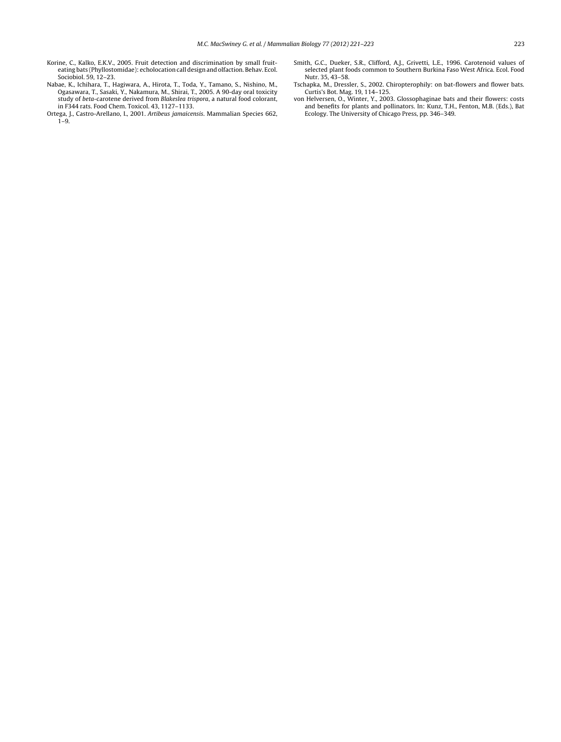Korine, C., Kalko, E.K.V., 2005. Fruit detection and discrimination by small fruit-eating bats (Phyllostomidae): echolocation call design and olfaction. Behav. Ecol. Sociobiol. 59, 12–23.

Nabae, K., Ichihara, T., Hagiwara, A., Hirota, T., Toda, Y., Tamano, S., Nishino, M., Ogasawara, T., Sasaki, Y., Nakamura, M., Shirai, T., 2005. A 90-day oral toxicity study of *beta*-carotene derived from *Blakeslea trispora*, a natural food colorant, in F344 rats. Food Chem. Toxicol. 43, 1127–1133.

Ortega, J., Castro-Arellano, I., 2001. *Artibeus jamaicensis*. Mammalian Species 662, 1–9.

Smith, G.C., Dueker, S.R., Clifford, A.J., Grivetti, L.E., 1996. Carotenoid values of selected plant foods common to Southern Burkina Faso West Africa. Ecol. Food Nutr. 35, 43–58.

Tschapka, M., Dressler, S., 2002. Chiropterophily: on bat-flowers and flower bats. Curtis's Bot. Mag. 19, 114–125.

von Helversen, O., Winter, Y., 2003. Glossophaginae bats and their flowers: costs and benefits for plants and pollinators. In: Kunz, T.H., Fenton, M.B. (Eds.), Bat Ecology. The University of Chicago Press, pp. 346–349.